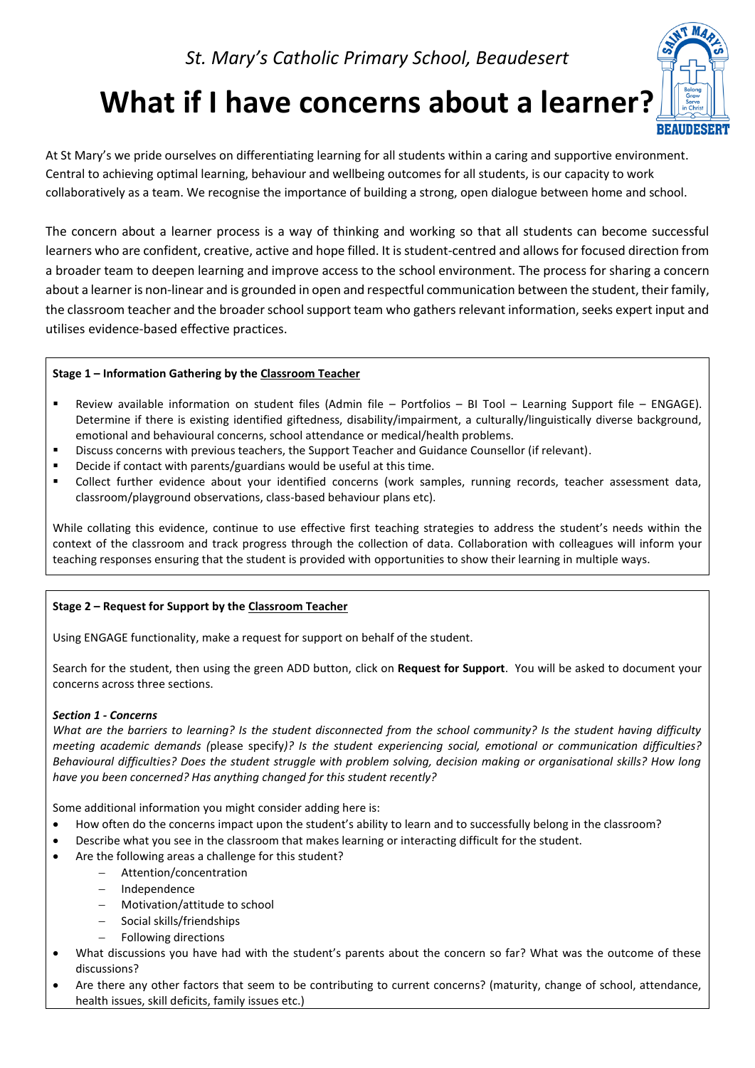*St. Mary's Catholic Primary School, Beaudesert*

# What if I have concerns about a learner?

At St Mary's we pride ourselves on differentiating learning for all students within a caring and supportive environment. Central to achieving optimal learning, behaviour and wellbeing outcomes for all students, is our capacity to work collaboratively as a team. We recognise the importance of building a strong, open dialogue between home and school.

The concern about a learner process is a way of thinking and working so that all students can become successful learners who are confident, creative, active and hope filled. It is student-centred and allows for focused direction from a broader team to deepen learning and improve access to the school environment. The process for sharing a concern about a learner is non-linear and is grounded in open and respectful communication between the student, their family, the classroom teacher and the broader school support team who gathers relevant information, seeks expert input and utilises evidence-based effective practices.

**Stage 1 – Information Gathering by the Classroom Teacher**

- Review available information on student files (Admin file – Portfolios – BI Tool – Learning Support file – ENGAGE). Determine if there is existing identified giftedness, disability/impairment, a culturally/linguistically diverse background, emotional and behavioural concerns, school attendance or medical/health problems.
- Discuss concerns with previous teachers, the Support Teacher and Guidance Counsellor (if relevant).
- Decide if contact with parents/guardians would be useful at this time.
- Collect further evidence about your identified concerns (work samples, running records, teacher assessment data, classroom/playground observations, class-based behaviour plans etc).

While collating this evidence, continue to use effective first teaching strategies to address the student's needs within the context of the classroom and track progress through the collection of data. Collaboration with colleagues will inform your teaching responses ensuring that the student is provided with opportunities to show their learning in multiple ways.

**Stage 2 – Request for Support by the Classroom Teacher**

Using ENGAGE functionality, make a request for support on behalf of the student.

Search for the student, then using the green ADD button, click on **Request for Support**. You will be asked to document your concerns across three sections.

***Section 1 - Concerns***

*What are the barriers to learning? Is the student disconnected from the school community? Is the student having difficulty meeting academic demands (*please specify*)? Is the student experiencing social, emotional or communication difficulties? Behavioural difficulties? Does the student struggle with problem solving, decision making or organisational skills? How long have you been concerned? Has anything changed for this student recently?*

Some additional information you might consider adding here is:

- How often do the concerns impact upon the student's ability to learn and to successfully belong in the classroom?
- Describe what you see in the classroom that makes learning or interacting difficult for the student.
- Are the following areas a challenge for this student?
  - Attention/concentration
  - Independence
  - Motivation/attitude to school
  - Social skills/friendships
  - Following directions
- What discussions you have had with the student's parents about the concern so far? What was the outcome of these discussions?
- Are there any other factors that seem to be contributing to current concerns? (maturity, change of school, attendance, health issues, skill deficits, family issues etc.)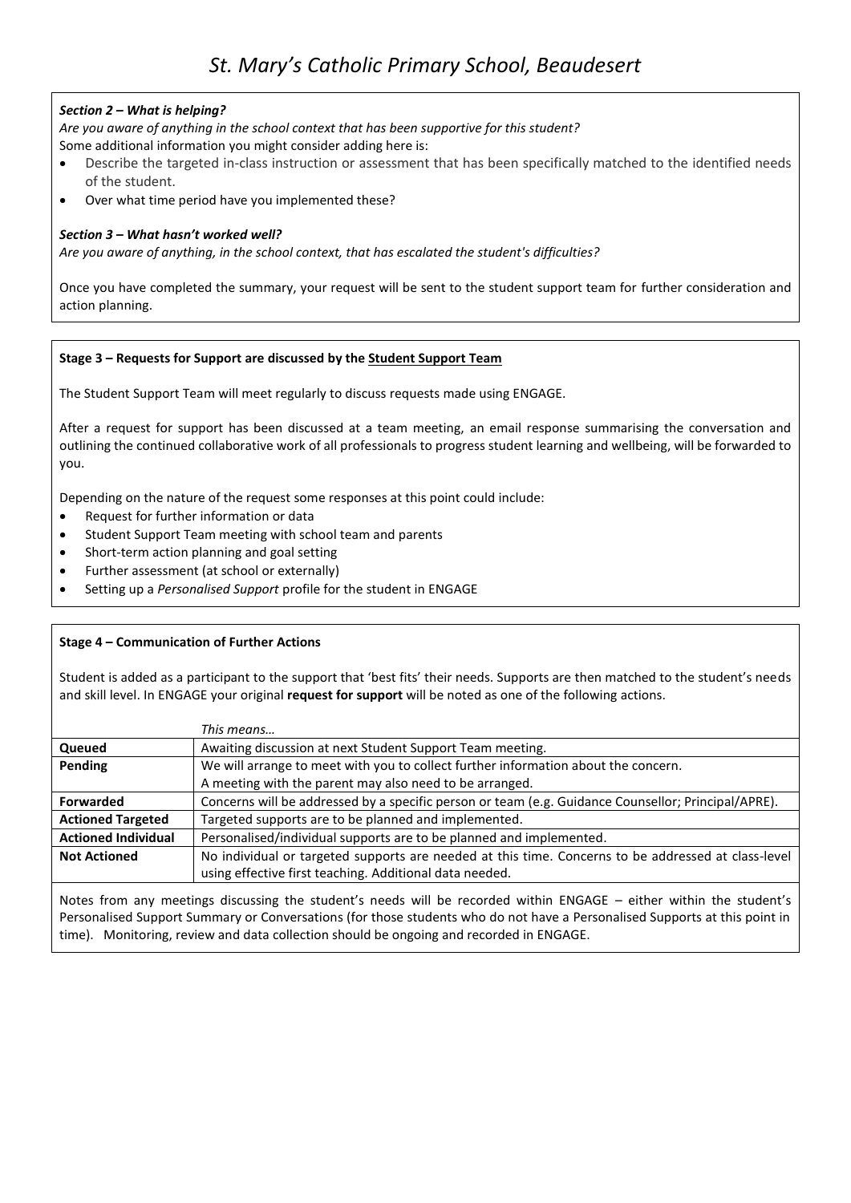# St. Mary's Catholic Primary School, Beaudesert

***Section 2 – What is helping?***

*Are you aware of anything in the school context that has been supportive for this student?*

Some additional information you might consider adding here is:

- Describe the targeted in-class instruction or assessment that has been specifically matched to the identified needs of the student.
- Over what time period have you implemented these?

***Section 3 – What hasn't worked well?***

*Are you aware of anything, in the school context, that has escalated the student's difficulties?*

Once you have completed the summary, your request will be sent to the student support team for further consideration and action planning.

**Stage 3 – Requests for Support are discussed by the <u>Student Support Team</u>**

The Student Support Team will meet regularly to discuss requests made using ENGAGE.

After a request for support has been discussed at a team meeting, an email response summarising the conversation and outlining the continued collaborative work of all professionals to progress student learning and wellbeing, will be forwarded to you.

Depending on the nature of the request some responses at this point could include:

- Request for further information or data
- Student Support Team meeting with school team and parents
- Short-term action planning and goal setting
- Further assessment (at school or externally)
- Setting up a *Personalised Support* profile for the student in ENGAGE

**Stage 4 – Communication of Further Actions**

Student is added as a participant to the support that 'best fits' their needs. Supports are then matched to the student's needs and skill level. In ENGAGE your original **request for support** will be noted as one of the following actions.

| | *This means…* |
|---|---|
| **Queued** | Awaiting discussion at next Student Support Team meeting. |
| **Pending** | We will arrange to meet with you to collect further information about the concern. A meeting with the parent may also need to be arranged. |
| **Forwarded** | Concerns will be addressed by a specific person or team (e.g. Guidance Counsellor; Principal/APRE). |
| **Actioned Targeted** | Targeted supports are to be planned and implemented. |
| **Actioned Individual** | Personalised/individual supports are to be planned and implemented. |
| **Not Actioned** | No individual or targeted supports are needed at this time. Concerns to be addressed at class-level using effective first teaching. Additional data needed. |

Notes from any meetings discussing the student's needs will be recorded within ENGAGE – either within the student's Personalised Support Summary or Conversations (for those students who do not have a Personalised Supports at this point in time). Monitoring, review and data collection should be ongoing and recorded in ENGAGE.